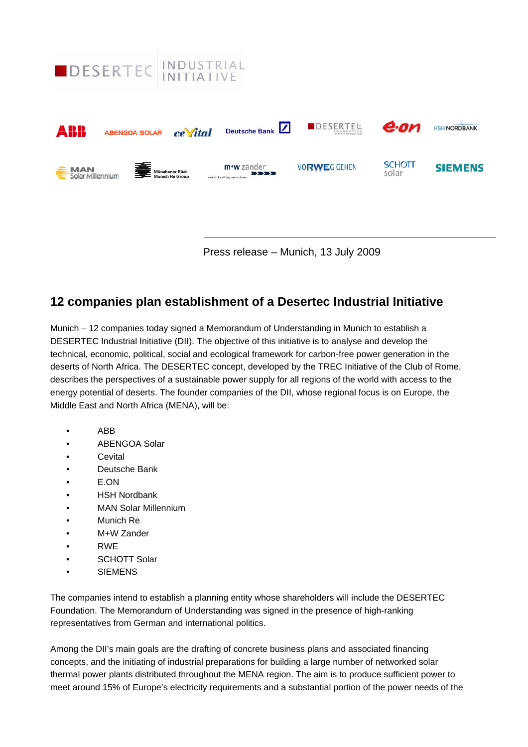DESERTEC INDUSTRIAL INITIATIVE

Press release – Munich, 13 July 2009

## 12 companies plan establishment of a Desertec Industrial Initiative

Munich – 12 companies today signed a Memorandum of Understanding in Munich to establish a DESERTEC Industrial Initiative (DII). The objective of this initiative is to analyse and develop the technical, economic, political, social and ecological framework for carbon-free power generation in the deserts of North Africa. The DESERTEC concept, developed by the TREC Initiative of the Club of Rome, describes the perspectives of a sustainable power supply for all regions of the world with access to the energy potential of deserts. The founder companies of the DII, whose regional focus is on Europe, the Middle East and North Africa (MENA), will be:

- ABB
- ABENGOA Solar
- Cevital
- Deutsche Bank
- E.ON
- HSH Nordbank
- MAN Solar Millennium
- Munich Re
- M+W Zander
- RWE
- SCHOTT Solar
- SIEMENS

The companies intend to establish a planning entity whose shareholders will include the DESERTEC Foundation. The Memorandum of Understanding was signed in the presence of high-ranking representatives from German and international politics.

Among the DII's main goals are the drafting of concrete business plans and associated financing concepts, and the initiating of industrial preparations for building a large number of networked solar thermal power plants distributed throughout the MENA region. The aim is to produce sufficient power to meet around 15% of Europe's electricity requirements and a substantial portion of the power needs of the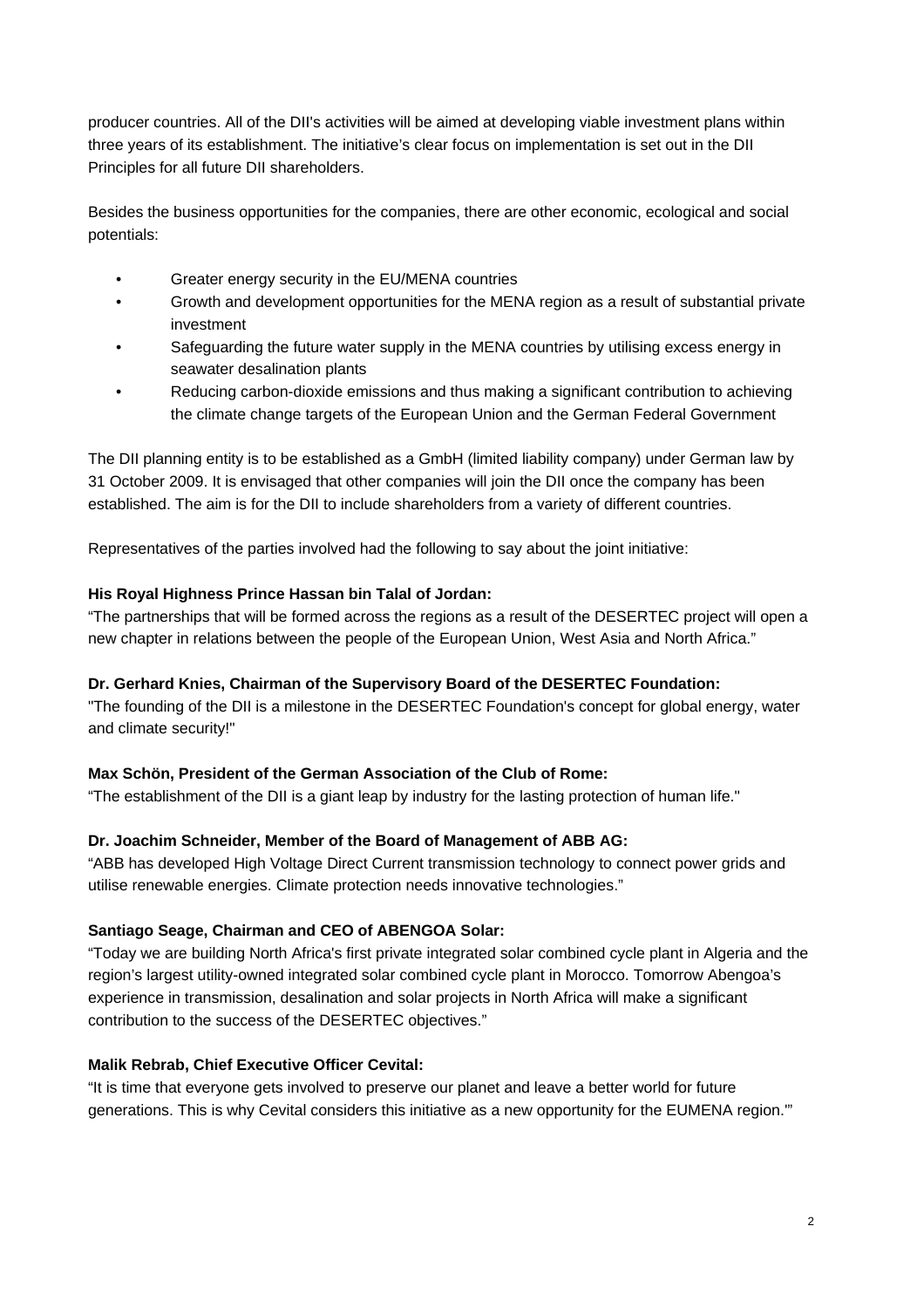producer countries. All of the DII's activities will be aimed at developing viable investment plans within three years of its establishment. The initiative's clear focus on implementation is set out in the DII Principles for all future DII shareholders.

Besides the business opportunities for the companies, there are other economic, ecological and social potentials:

- Greater energy security in the EU/MENA countries
- Growth and development opportunities for the MENA region as a result of substantial private investment
- Safeguarding the future water supply in the MENA countries by utilising excess energy in seawater desalination plants
- Reducing carbon-dioxide emissions and thus making a significant contribution to achieving the climate change targets of the European Union and the German Federal Government

The DII planning entity is to be established as a GmbH (limited liability company) under German law by 31 October 2009. It is envisaged that other companies will join the DII once the company has been established. The aim is for the DII to include shareholders from a variety of different countries.

Representatives of the parties involved had the following to say about the joint initiative:

**His Royal Highness Prince Hassan bin Talal of Jordan:**
"The partnerships that will be formed across the regions as a result of the DESERTEC project will open a new chapter in relations between the people of the European Union, West Asia and North Africa."

**Dr. Gerhard Knies, Chairman of the Supervisory Board of the DESERTEC Foundation:**
"The founding of the DII is a milestone in the DESERTEC Foundation's concept for global energy, water and climate security!"

**Max Schön, President of the German Association of the Club of Rome:**
"The establishment of the DII is a giant leap by industry for the lasting protection of human life."

**Dr. Joachim Schneider, Member of the Board of Management of ABB AG:**
"ABB has developed High Voltage Direct Current transmission technology to connect power grids and utilise renewable energies. Climate protection needs innovative technologies."

**Santiago Seage, Chairman and CEO of ABENGOA Solar:**
"Today we are building North Africa's first private integrated solar combined cycle plant in Algeria and the region's largest utility-owned integrated solar combined cycle plant in Morocco. Tomorrow Abengoa's experience in transmission, desalination and solar projects in North Africa will make a significant contribution to the success of the DESERTEC objectives."

**Malik Rebrab, Chief Executive Officer Cevital:**
"It is time that everyone gets involved to preserve our planet and leave a better world for future generations. This is why Cevital considers this initiative as a new opportunity for the EUMENA region.'"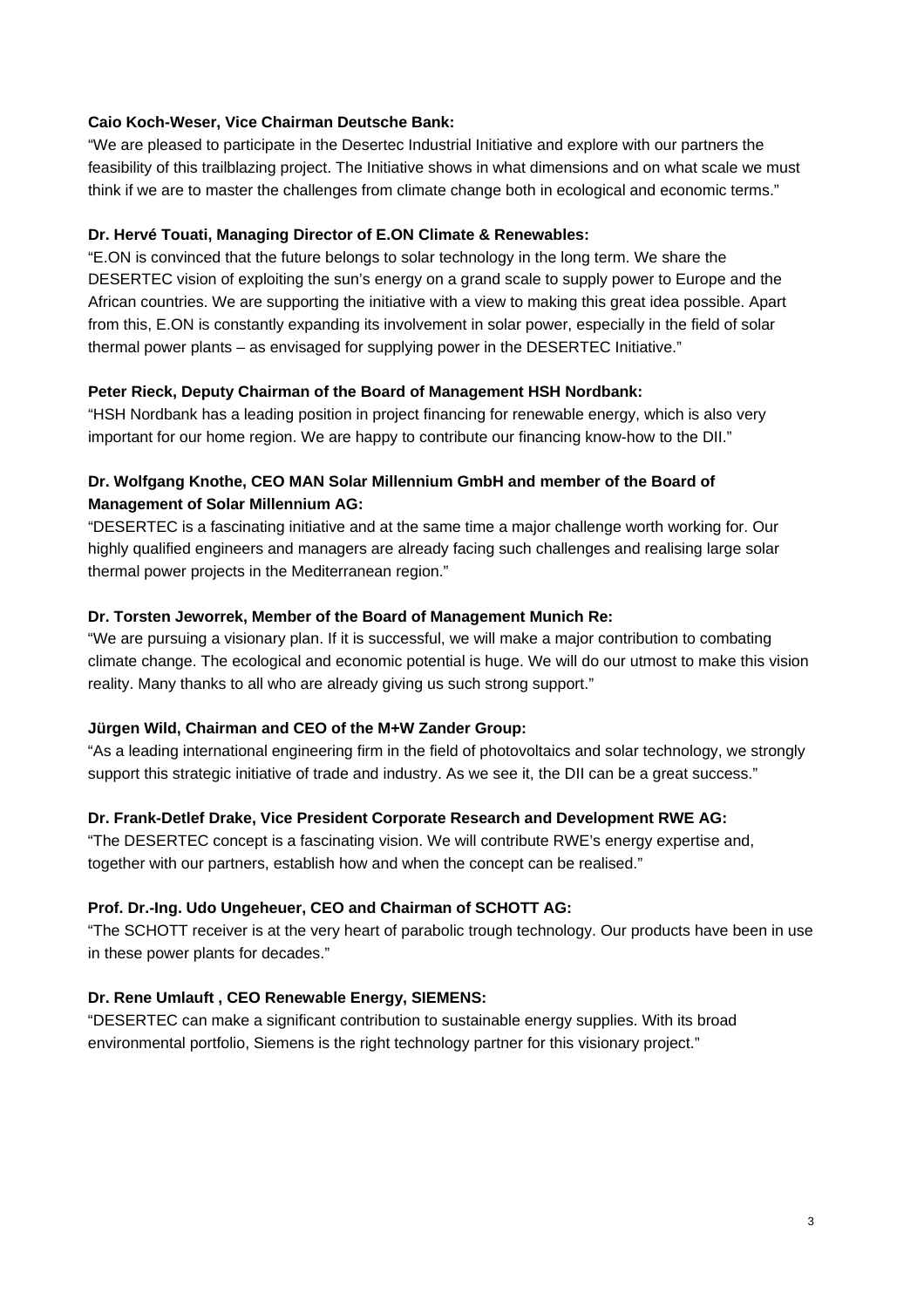**Caio Koch-Weser, Vice Chairman Deutsche Bank:**

“We are pleased to participate in the Desertec Industrial Initiative and explore with our partners the feasibility of this trailblazing project. The Initiative shows in what dimensions and on what scale we must think if we are to master the challenges from climate change both in ecological and economic terms.”

**Dr. Hervé Touati, Managing Director of E.ON Climate & Renewables:**

“E.ON is convinced that the future belongs to solar technology in the long term. We share the DESERTEC vision of exploiting the sun’s energy on a grand scale to supply power to Europe and the African countries. We are supporting the initiative with a view to making this great idea possible. Apart from this, E.ON is constantly expanding its involvement in solar power, especially in the field of solar thermal power plants – as envisaged for supplying power in the DESERTEC Initiative.”

**Peter Rieck, Deputy Chairman of the Board of Management HSH Nordbank:**

“HSH Nordbank has a leading position in project financing for renewable energy, which is also very important for our home region. We are happy to contribute our financing know-how to the DII.”

**Dr. Wolfgang Knothe, CEO MAN Solar Millennium GmbH and member of the Board of Management of Solar Millennium AG:**

“DESERTEC is a fascinating initiative and at the same time a major challenge worth working for. Our highly qualified engineers and managers are already facing such challenges and realising large solar thermal power projects in the Mediterranean region.”

**Dr. Torsten Jeworrek, Member of the Board of Management Munich Re:**

“We are pursuing a visionary plan. If it is successful, we will make a major contribution to combating climate change. The ecological and economic potential is huge. We will do our utmost to make this vision reality. Many thanks to all who are already giving us such strong support.”

**Jürgen Wild, Chairman and CEO of the M+W Zander Group:**

“As a leading international engineering firm in the field of photovoltaics and solar technology, we strongly support this strategic initiative of trade and industry. As we see it, the DII can be a great success.”

**Dr. Frank-Detlef Drake, Vice President Corporate Research and Development RWE AG:**

“The DESERTEC concept is a fascinating vision. We will contribute RWE’s energy expertise and, together with our partners, establish how and when the concept can be realised.”

**Prof. Dr.-Ing. Udo Ungeheuer, CEO and Chairman of SCHOTT AG:**

“The SCHOTT receiver is at the very heart of parabolic trough technology. Our products have been in use in these power plants for decades.”

**Dr. Rene Umlauft , CEO Renewable Energy, SIEMENS:**

“DESERTEC can make a significant contribution to sustainable energy supplies. With its broad environmental portfolio, Siemens is the right technology partner for this visionary project.”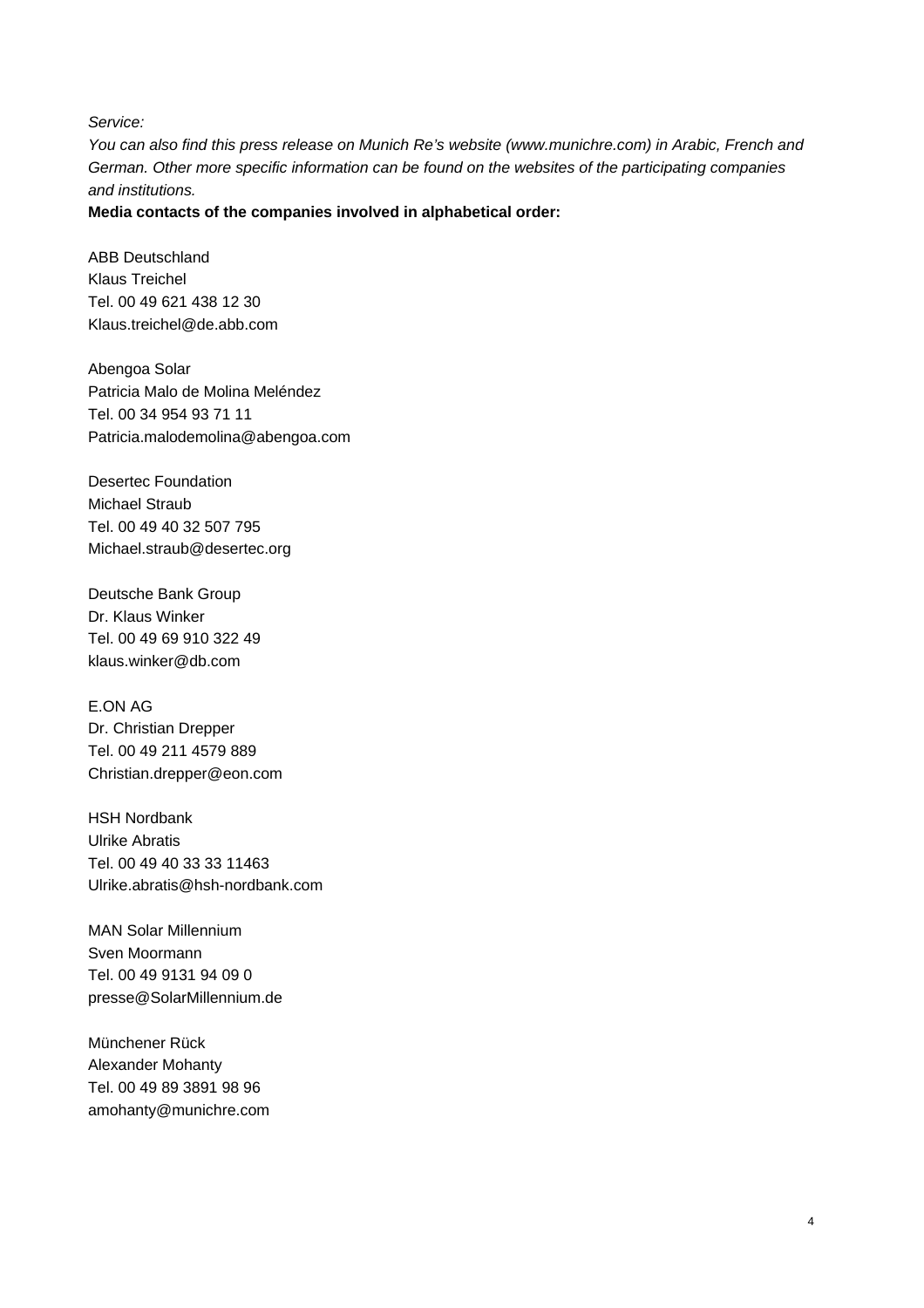*Service:*
*You can also find this press release on Munich Re's website (www.munichre.com) in Arabic, French and German. Other more specific information can be found on the websites of the participating companies and institutions.*

**Media contacts of the companies involved in alphabetical order:**

ABB Deutschland
Klaus Treichel
Tel. 00 49 621 438 12 30
Klaus.treichel@de.abb.com

Abengoa Solar
Patricia Malo de Molina Meléndez
Tel. 00 34 954 93 71 11
Patricia.malodemolina@abengoa.com

Desertec Foundation
Michael Straub
Tel. 00 49 40 32 507 795
Michael.straub@desertec.org

Deutsche Bank Group
Dr. Klaus Winker
Tel. 00 49 69 910 322 49
klaus.winker@db.com

E.ON AG
Dr. Christian Drepper
Tel. 00 49 211 4579 889
Christian.drepper@eon.com

HSH Nordbank
Ulrike Abratis
Tel. 00 49 40 33 33 11463
Ulrike.abratis@hsh-nordbank.com

MAN Solar Millennium
Sven Moormann
Tel. 00 49 9131 94 09 0
presse@SolarMillennium.de

Münchener Rück
Alexander Mohanty
Tel. 00 49 89 3891 98 96
amohanty@munichre.com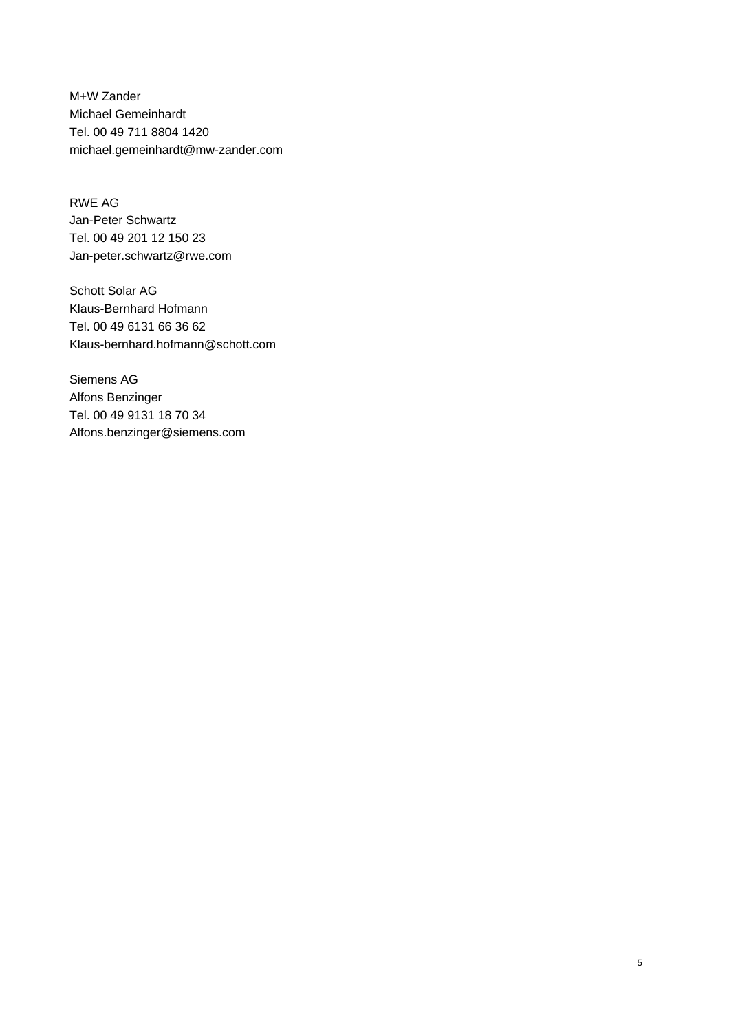M+W Zander
Michael Gemeinhardt
Tel. 00 49 711 8804 1420
michael.gemeinhardt@mw-zander.com

RWE AG
Jan-Peter Schwartz
Tel. 00 49 201 12 150 23
Jan-peter.schwartz@rwe.com

Schott Solar AG
Klaus-Bernhard Hofmann
Tel. 00 49 6131 66 36 62
Klaus-bernhard.hofmann@schott.com

Siemens AG
Alfons Benzinger
Tel. 00 49 9131 18 70 34
Alfons.benzinger@siemens.com